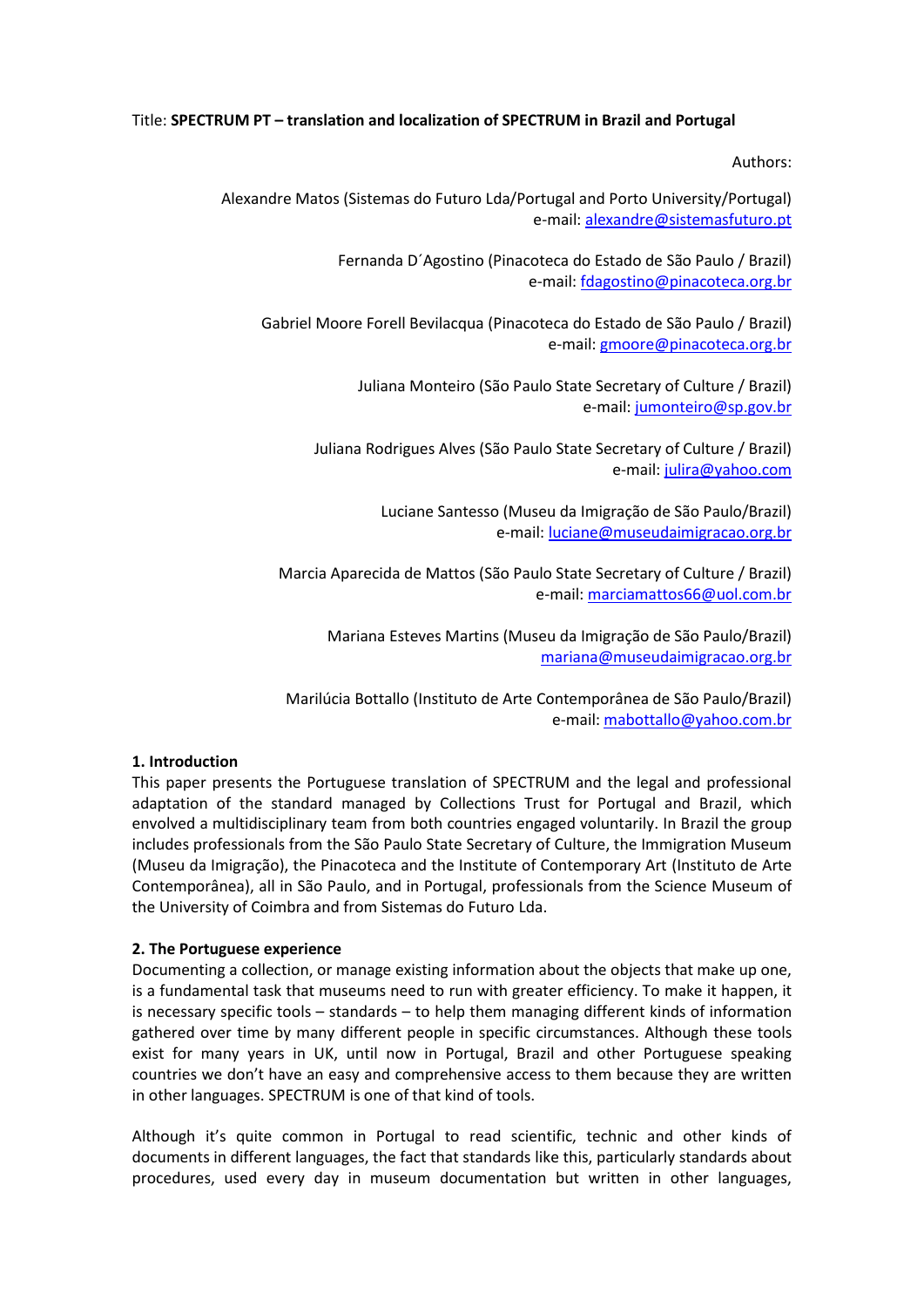Title: **SPECTRUM PT – translation and localization of SPECTRUM in Brazil and Portugal**

Authors:

Alexandre Matos (Sistemas do Futuro Lda/Portugal and Porto University/Portugal)
e-mail: alexandre@sistemasfuturo.pt

Fernanda D´Agostino (Pinacoteca do Estado de São Paulo / Brazil)
e-mail: fdagostino@pinacoteca.org.br

Gabriel Moore Forell Bevilacqua (Pinacoteca do Estado de São Paulo / Brazil)
e-mail: gmoore@pinacoteca.org.br

Juliana Monteiro (São Paulo State Secretary of Culture / Brazil)
e-mail: jumonteiro@sp.gov.br

Juliana Rodrigues Alves (São Paulo State Secretary of Culture / Brazil)
e-mail: julira@yahoo.com

Luciane Santesso (Museu da Imigração de São Paulo/Brazil)
e-mail: luciane@museudaimigracao.org.br

Marcia Aparecida de Mattos (São Paulo State Secretary of Culture / Brazil)
e-mail: marciamattos66@uol.com.br

Mariana Esteves Martins (Museu da Imigração de São Paulo/Brazil)
mariana@museudaimigracao.org.br

Marilúcia Bottallo (Instituto de Arte Contemporânea de São Paulo/Brazil)
e-mail: mabottallo@yahoo.com.br

## 1. Introduction

This paper presents the Portuguese translation of SPECTRUM and the legal and professional adaptation of the standard managed by Collections Trust for Portugal and Brazil, which envolved a multidisciplinary team from both countries engaged voluntarily. In Brazil the group includes professionals from the São Paulo State Secretary of Culture, the Immigration Museum (Museu da Imigração), the Pinacoteca and the Institute of Contemporary Art (Instituto de Arte Contemporânea), all in São Paulo, and in Portugal, professionals from the Science Museum of the University of Coimbra and from Sistemas do Futuro Lda.

## 2. The Portuguese experience

Documenting a collection, or manage existing information about the objects that make up one, is a fundamental task that museums need to run with greater efficiency. To make it happen, it is necessary specific tools – standards – to help them managing different kinds of information gathered over time by many different people in specific circumstances. Although these tools exist for many years in UK, until now in Portugal, Brazil and other Portuguese speaking countries we don't have an easy and comprehensive access to them because they are written in other languages. SPECTRUM is one of that kind of tools.

Although it's quite common in Portugal to read scientific, technic and other kinds of documents in different languages, the fact that standards like this, particularly standards about procedures, used every day in museum documentation but written in other languages,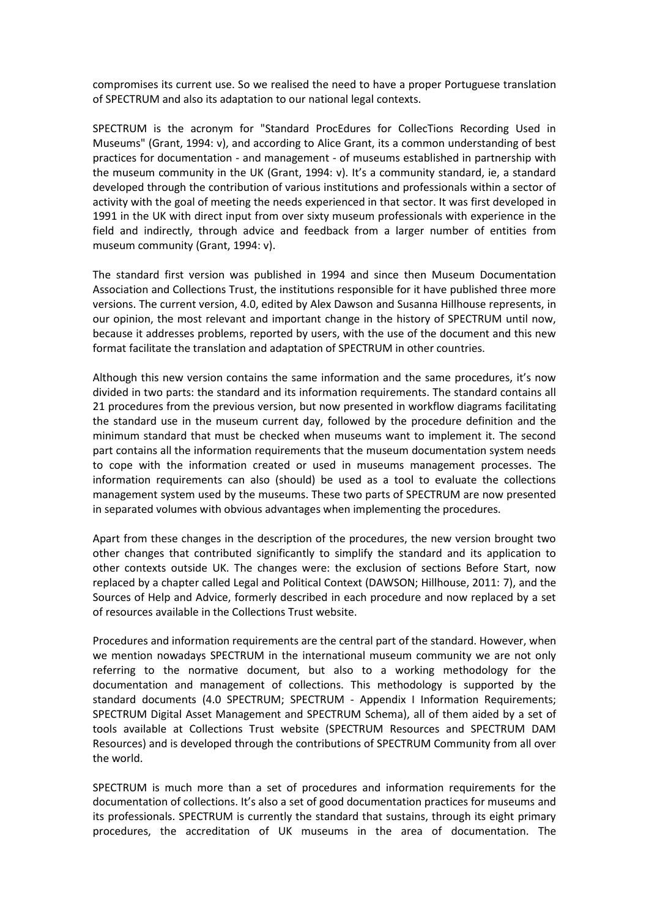compromises its current use. So we realised the need to have a proper Portuguese translation of SPECTRUM and also its adaptation to our national legal contexts.

SPECTRUM is the acronym for "Standard ProcEdures for CollecTions Recording Used in Museums" (Grant, 1994: v), and according to Alice Grant, its a common understanding of best practices for documentation - and management - of museums established in partnership with the museum community in the UK (Grant, 1994: v). It's a community standard, ie, a standard developed through the contribution of various institutions and professionals within a sector of activity with the goal of meeting the needs experienced in that sector. It was first developed in 1991 in the UK with direct input from over sixty museum professionals with experience in the field and indirectly, through advice and feedback from a larger number of entities from museum community (Grant, 1994: v).

The standard first version was published in 1994 and since then Museum Documentation Association and Collections Trust, the institutions responsible for it have published three more versions. The current version, 4.0, edited by Alex Dawson and Susanna Hillhouse represents, in our opinion, the most relevant and important change in the history of SPECTRUM until now, because it addresses problems, reported by users, with the use of the document and this new format facilitate the translation and adaptation of SPECTRUM in other countries.

Although this new version contains the same information and the same procedures, it's now divided in two parts: the standard and its information requirements. The standard contains all 21 procedures from the previous version, but now presented in workflow diagrams facilitating the standard use in the museum current day, followed by the procedure definition and the minimum standard that must be checked when museums want to implement it. The second part contains all the information requirements that the museum documentation system needs to cope with the information created or used in museums management processes. The information requirements can also (should) be used as a tool to evaluate the collections management system used by the museums. These two parts of SPECTRUM are now presented in separated volumes with obvious advantages when implementing the procedures.

Apart from these changes in the description of the procedures, the new version brought two other changes that contributed significantly to simplify the standard and its application to other contexts outside UK. The changes were: the exclusion of sections Before Start, now replaced by a chapter called Legal and Political Context (DAWSON; Hillhouse, 2011: 7), and the Sources of Help and Advice, formerly described in each procedure and now replaced by a set of resources available in the Collections Trust website.

Procedures and information requirements are the central part of the standard. However, when we mention nowadays SPECTRUM in the international museum community we are not only referring to the normative document, but also to a working methodology for the documentation and management of collections. This methodology is supported by the standard documents (4.0 SPECTRUM; SPECTRUM - Appendix I Information Requirements; SPECTRUM Digital Asset Management and SPECTRUM Schema), all of them aided by a set of tools available at Collections Trust website (SPECTRUM Resources and SPECTRUM DAM Resources) and is developed through the contributions of SPECTRUM Community from all over the world.

SPECTRUM is much more than a set of procedures and information requirements for the documentation of collections. It's also a set of good documentation practices for museums and its professionals. SPECTRUM is currently the standard that sustains, through its eight primary procedures, the accreditation of UK museums in the area of documentation. The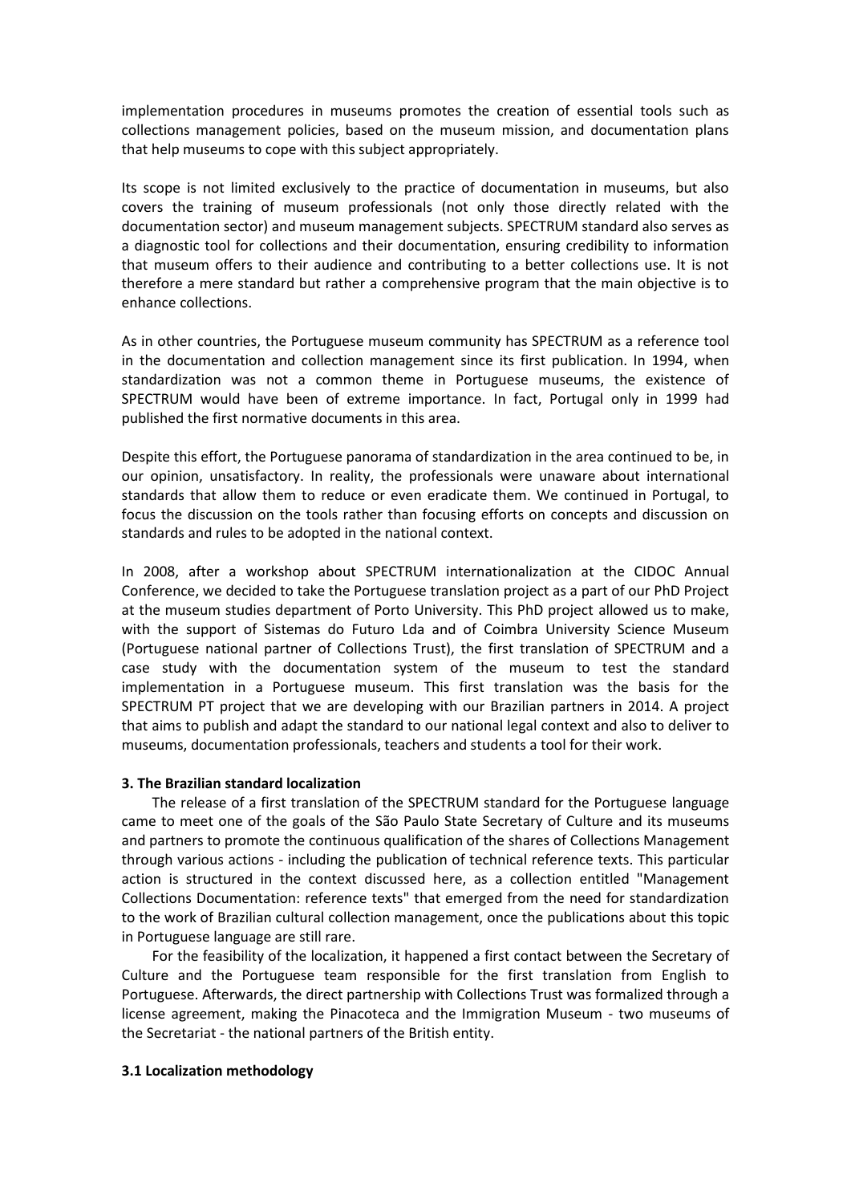implementation procedures in museums promotes the creation of essential tools such as collections management policies, based on the museum mission, and documentation plans that help museums to cope with this subject appropriately.

Its scope is not limited exclusively to the practice of documentation in museums, but also covers the training of museum professionals (not only those directly related with the documentation sector) and museum management subjects. SPECTRUM standard also serves as a diagnostic tool for collections and their documentation, ensuring credibility to information that museum offers to their audience and contributing to a better collections use. It is not therefore a mere standard but rather a comprehensive program that the main objective is to enhance collections.

As in other countries, the Portuguese museum community has SPECTRUM as a reference tool in the documentation and collection management since its first publication. In 1994, when standardization was not a common theme in Portuguese museums, the existence of SPECTRUM would have been of extreme importance. In fact, Portugal only in 1999 had published the first normative documents in this area.

Despite this effort, the Portuguese panorama of standardization in the area continued to be, in our opinion, unsatisfactory. In reality, the professionals were unaware about international standards that allow them to reduce or even eradicate them. We continued in Portugal, to focus the discussion on the tools rather than focusing efforts on concepts and discussion on standards and rules to be adopted in the national context.

In 2008, after a workshop about SPECTRUM internationalization at the CIDOC Annual Conference, we decided to take the Portuguese translation project as a part of our PhD Project at the museum studies department of Porto University. This PhD project allowed us to make, with the support of Sistemas do Futuro Lda and of Coimbra University Science Museum (Portuguese national partner of Collections Trust), the first translation of SPECTRUM and a case study with the documentation system of the museum to test the standard implementation in a Portuguese museum. This first translation was the basis for the SPECTRUM PT project that we are developing with our Brazilian partners in 2014. A project that aims to publish and adapt the standard to our national legal context and also to deliver to museums, documentation professionals, teachers and students a tool for their work.

### 3. The Brazilian standard localization

The release of a first translation of the SPECTRUM standard for the Portuguese language came to meet one of the goals of the São Paulo State Secretary of Culture and its museums and partners to promote the continuous qualification of the shares of Collections Management through various actions - including the publication of technical reference texts. This particular action is structured in the context discussed here, as a collection entitled "Management Collections Documentation: reference texts" that emerged from the need for standardization to the work of Brazilian cultural collection management, once the publications about this topic in Portuguese language are still rare.

For the feasibility of the localization, it happened a first contact between the Secretary of Culture and the Portuguese team responsible for the first translation from English to Portuguese. Afterwards, the direct partnership with Collections Trust was formalized through a license agreement, making the Pinacoteca and the Immigration Museum - two museums of the Secretariat - the national partners of the British entity.

#### 3.1 Localization methodology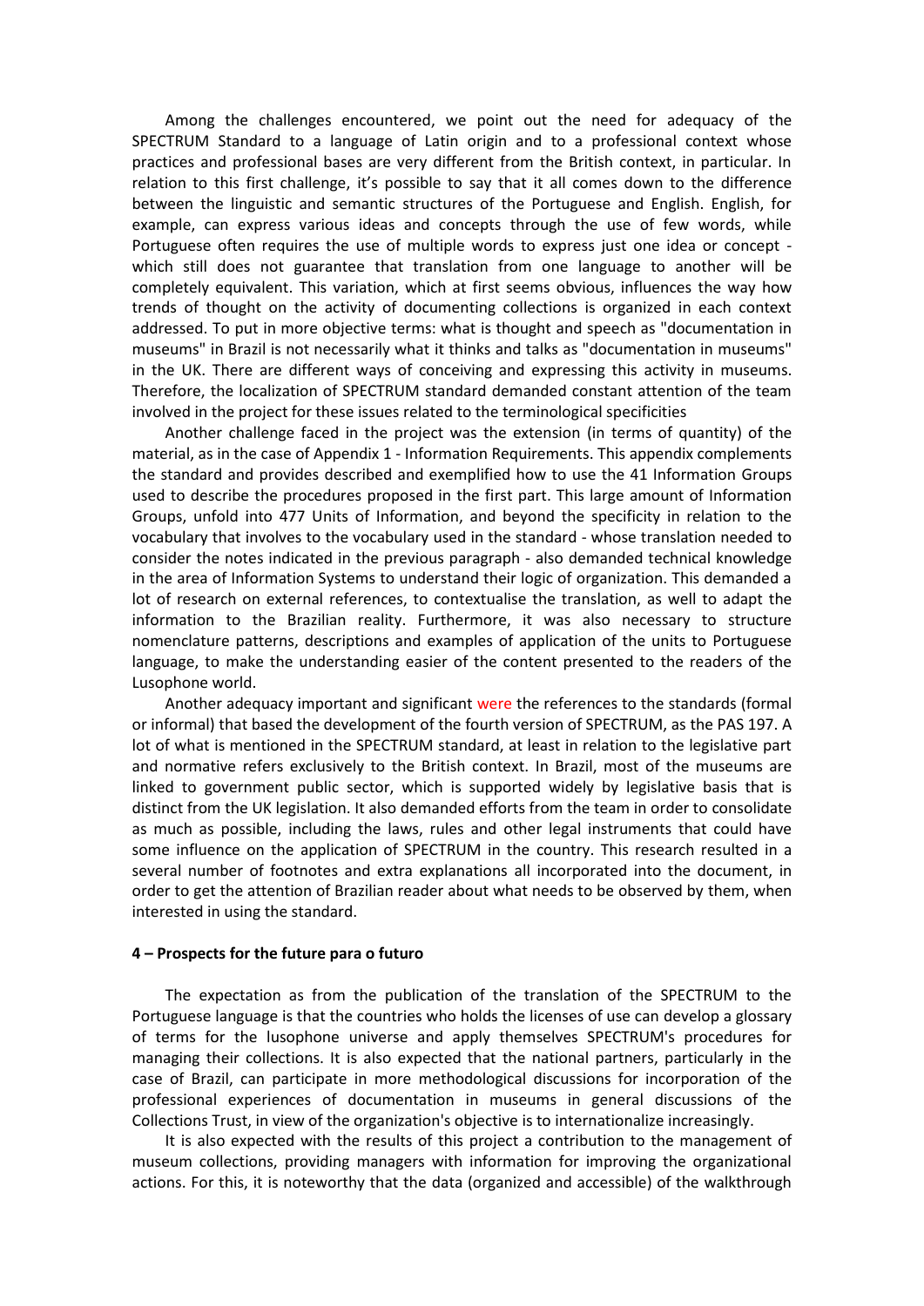Among the challenges encountered, we point out the need for adequacy of the SPECTRUM Standard to a language of Latin origin and to a professional context whose practices and professional bases are very different from the British context, in particular. In relation to this first challenge, it's possible to say that it all comes down to the difference between the linguistic and semantic structures of the Portuguese and English. English, for example, can express various ideas and concepts through the use of few words, while Portuguese often requires the use of multiple words to express just one idea or concept - which still does not guarantee that translation from one language to another will be completely equivalent. This variation, which at first seems obvious, influences the way how trends of thought on the activity of documenting collections is organized in each context addressed. To put in more objective terms: what is thought and speech as "documentation in museums" in Brazil is not necessarily what it thinks and talks as "documentation in museums" in the UK. There are different ways of conceiving and expressing this activity in museums. Therefore, the localization of SPECTRUM standard demanded constant attention of the team involved in the project for these issues related to the terminological specificities

Another challenge faced in the project was the extension (in terms of quantity) of the material, as in the case of Appendix 1 - Information Requirements. This appendix complements the standard and provides described and exemplified how to use the 41 Information Groups used to describe the procedures proposed in the first part. This large amount of Information Groups, unfold into 477 Units of Information, and beyond the specificity in relation to the vocabulary that involves to the vocabulary used in the standard - whose translation needed to consider the notes indicated in the previous paragraph - also demanded technical knowledge in the area of Information Systems to understand their logic of organization. This demanded a lot of research on external references, to contextualise the translation, as well to adapt the information to the Brazilian reality. Furthermore, it was also necessary to structure nomenclature patterns, descriptions and examples of application of the units to Portuguese language, to make the understanding easier of the content presented to the readers of the Lusophone world.

Another adequacy important and significant were the references to the standards (formal or informal) that based the development of the fourth version of SPECTRUM, as the PAS 197. A lot of what is mentioned in the SPECTRUM standard, at least in relation to the legislative part and normative refers exclusively to the British context. In Brazil, most of the museums are linked to government public sector, which is supported widely by legislative basis that is distinct from the UK legislation. It also demanded efforts from the team in order to consolidate as much as possible, including the laws, rules and other legal instruments that could have some influence on the application of SPECTRUM in the country. This research resulted in a several number of footnotes and extra explanations all incorporated into the document, in order to get the attention of Brazilian reader about what needs to be observed by them, when interested in using the standard.

#### 4 – Prospects for the future para o futuro

The expectation as from the publication of the translation of the SPECTRUM to the Portuguese language is that the countries who holds the licenses of use can develop a glossary of terms for the lusophone universe and apply themselves SPECTRUM's procedures for managing their collections. It is also expected that the national partners, particularly in the case of Brazil, can participate in more methodological discussions for incorporation of the professional experiences of documentation in museums in general discussions of the Collections Trust, in view of the organization's objective is to internationalize increasingly.

It is also expected with the results of this project a contribution to the management of museum collections, providing managers with information for improving the organizational actions. For this, it is noteworthy that the data (organized and accessible) of the walkthrough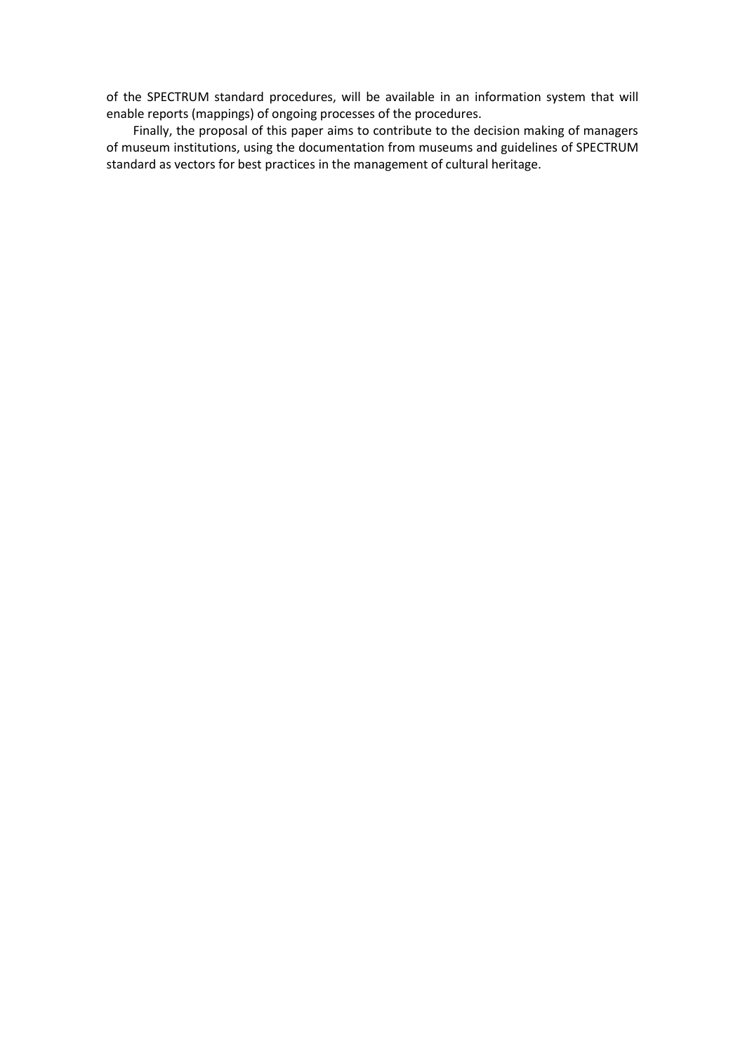of the SPECTRUM standard procedures, will be available in an information system that will enable reports (mappings) of ongoing processes of the procedures.

Finally, the proposal of this paper aims to contribute to the decision making of managers of museum institutions, using the documentation from museums and guidelines of SPECTRUM standard as vectors for best practices in the management of cultural heritage.